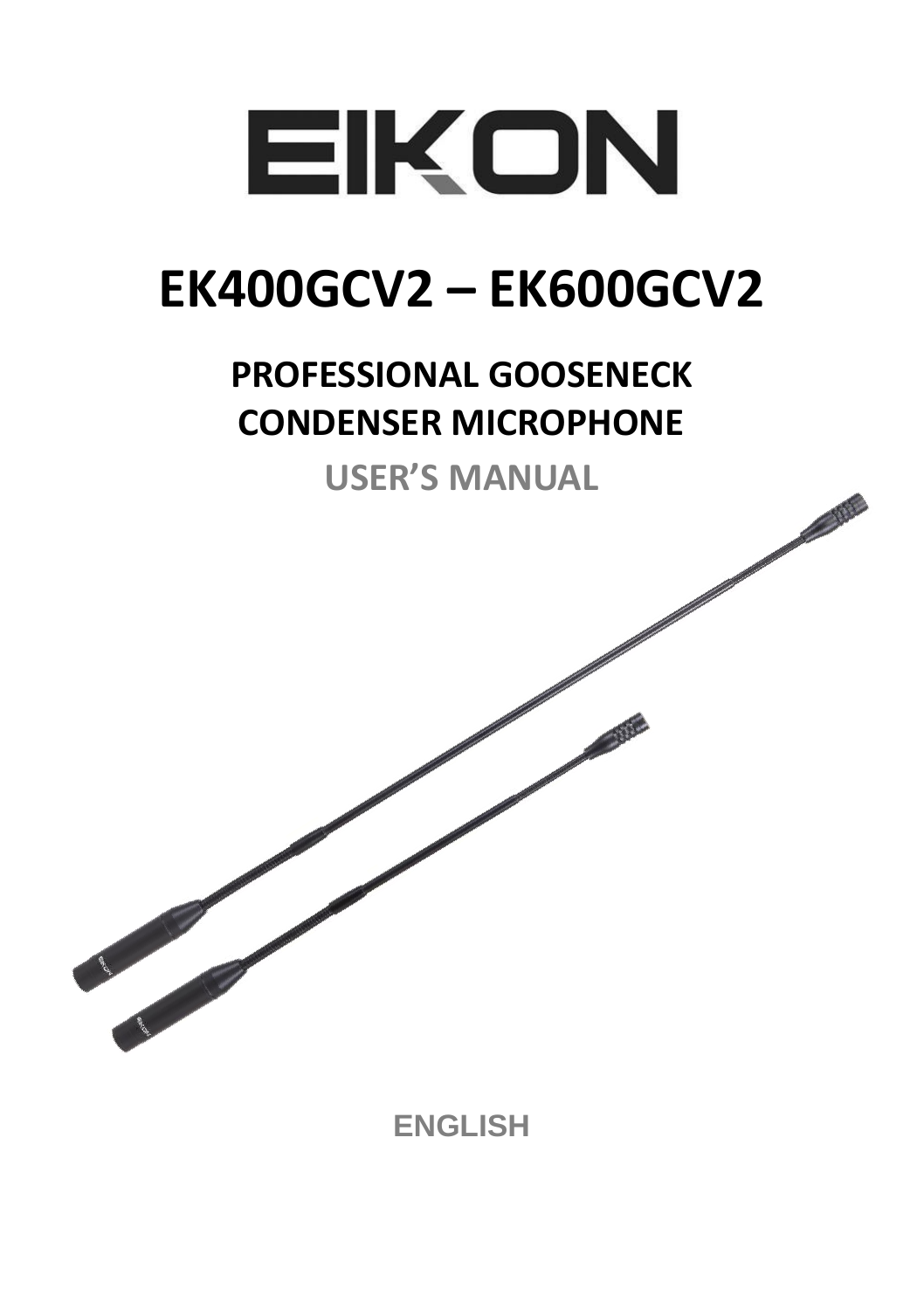# EIKON

# EK400GCV2 – EK600GCV2

## PROFESSIONAL GOOSENECK CONDENSER MICROPHONE

### USER'S MANUAL

ENGLISH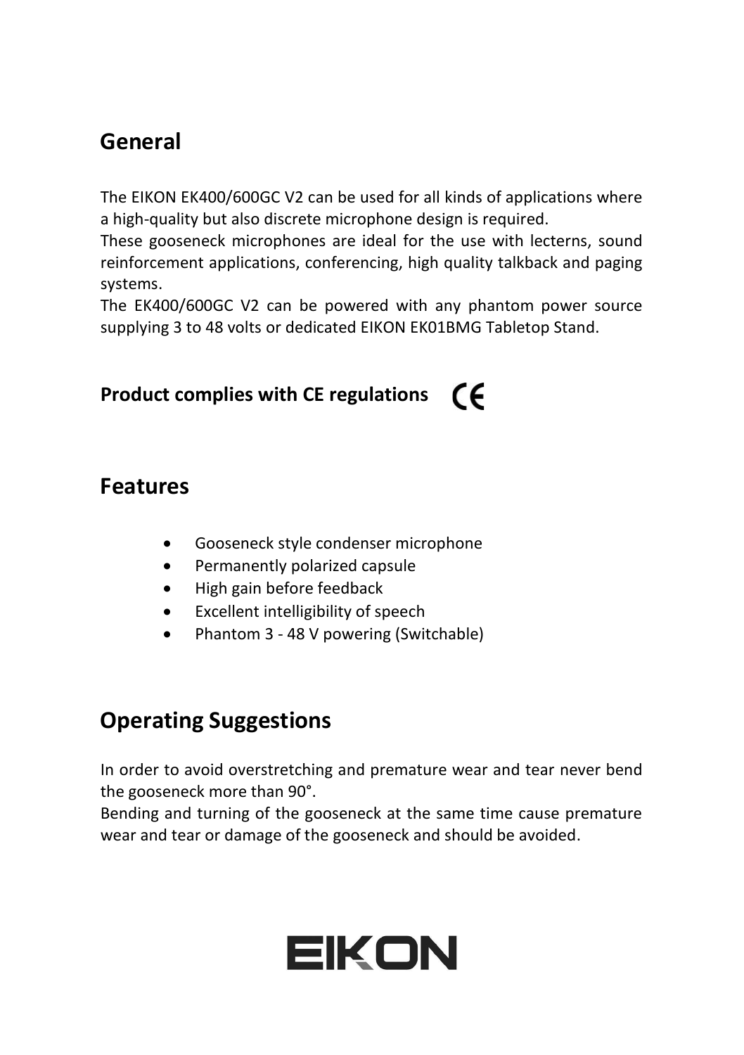## General

The EIKON EK400/600GC V2 can be used for all kinds of applications where a high-quality but also discrete microphone design is required.
These gooseneck microphones are ideal for the use with lecterns, sound reinforcement applications, conferencing, high quality talkback and paging systems.
The EK400/600GC V2 can be powered with any phantom power source supplying 3 to 48 volts or dedicated EIKON EK01BMG Tabletop Stand.

**Product complies with CE regulations** CE

## Features

- Gooseneck style condenser microphone
- Permanently polarized capsule
- High gain before feedback
- Excellent intelligibility of speech
- Phantom 3 - 48 V powering (Switchable)

## Operating Suggestions

In order to avoid overstretching and premature wear and tear never bend the gooseneck more than 90°.
Bending and turning of the gooseneck at the same time cause premature wear and tear or damage of the gooseneck and should be avoided.

EIKON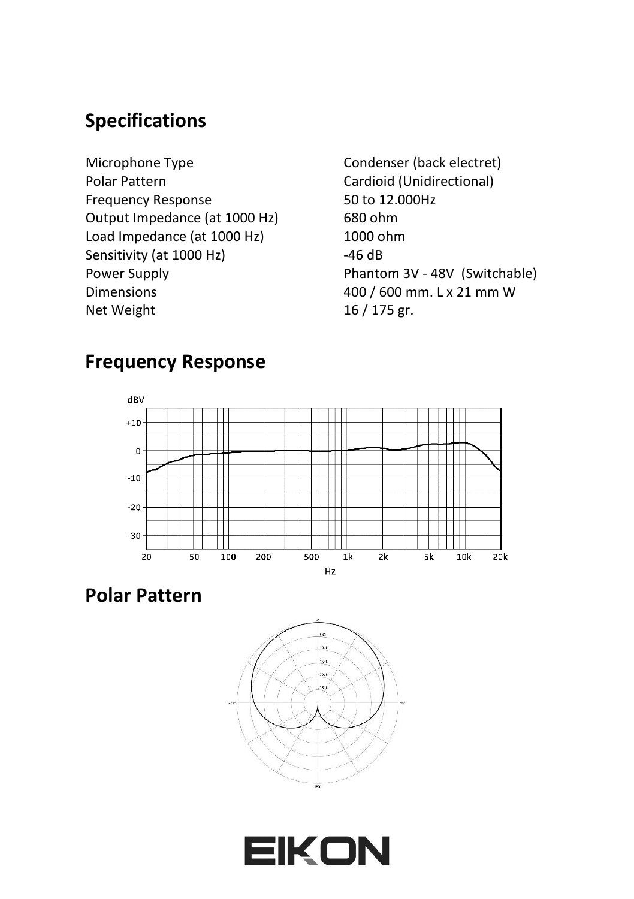## Specifications

| | |
|---|---|
| Microphone Type | Condenser (back electret) |
| Polar Pattern | Cardioid (Unidirectional) |
| Frequency Response | 50 to 12.000Hz |
| Output Impedance (at 1000 Hz) | 680 ohm |
| Load Impedance (at 1000 Hz) | 1000 ohm |
| Sensitivity (at 1000 Hz) | -46 dB |
| Power Supply | Phantom 3V - 48V (Switchable) |
| Dimensions | 400 / 600 mm. L x 21 mm W |
| Net Weight | 16 / 175 gr. |

## Frequency Response

## Polar Pattern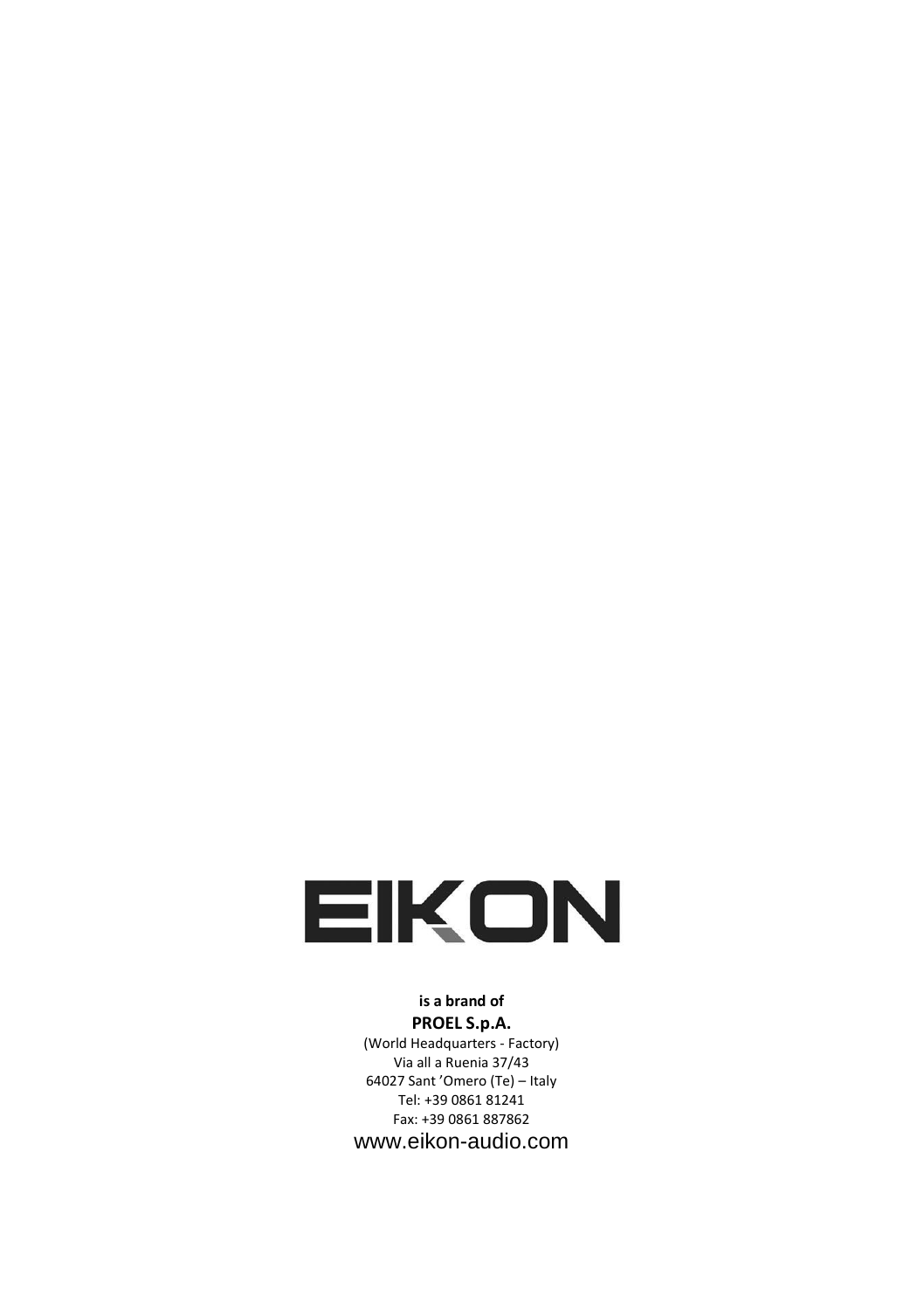EIKON

**is a brand of**

**PROEL S.p.A.**

(World Headquarters - Factory)

Via all a Ruenia 37/43

64027 Sant 'Omero (Te) – Italy

Tel: +39 0861 81241

Fax: +39 0861 887862

www.eikon-audio.com